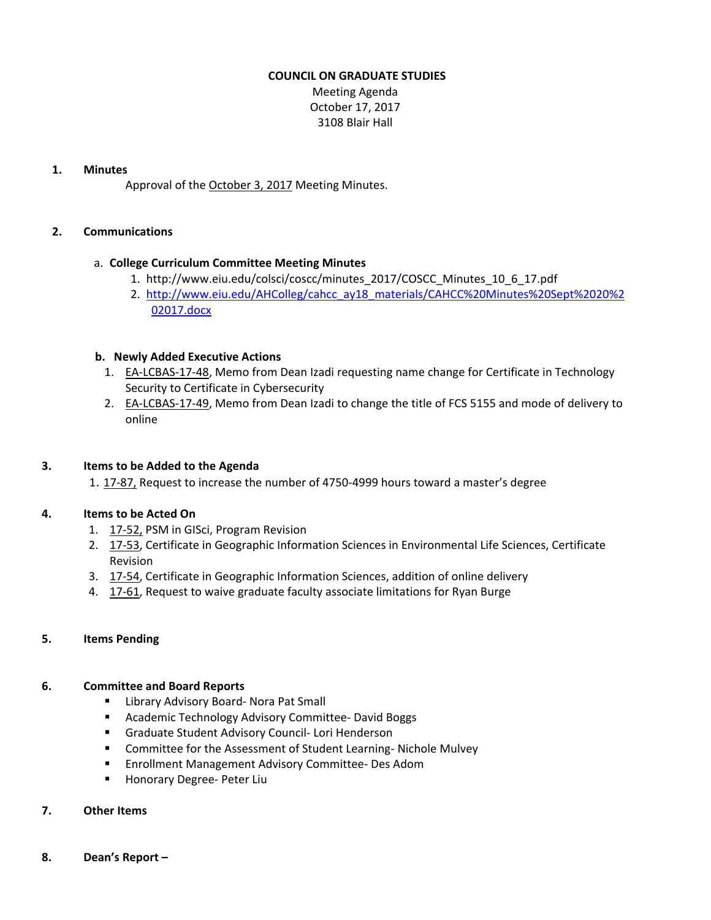**COUNCIL ON GRADUATE STUDIES**
Meeting Agenda
October 17, 2017
3108 Blair Hall

**1. Minutes**

Approval of the October 3, 2017 Meeting Minutes.

**2. Communications**

a. **College Curriculum Committee Meeting Minutes**

1. http://www.eiu.edu/colsci/coscc/minutes_2017/COSCC_Minutes_10_6_17.pdf
2. http://www.eiu.edu/AHColleg/cahcc_ay18_materials/CAHCC%20Minutes%20Sept%2020%202017.docx

b. **Newly Added Executive Actions**

1. EA-LCBAS-17-48, Memo from Dean Izadi requesting name change for Certificate in Technology Security to Certificate in Cybersecurity
2. EA-LCBAS-17-49, Memo from Dean Izadi to change the title of FCS 5155 and mode of delivery to online

**3. Items to be Added to the Agenda**

1. 17-87, Request to increase the number of 4750-4999 hours toward a master's degree

**4. Items to be Acted On**

1. 17-52, PSM in GISci, Program Revision
2. 17-53, Certificate in Geographic Information Sciences in Environmental Life Sciences, Certificate Revision
3. 17-54, Certificate in Geographic Information Sciences, addition of online delivery
4. 17-61, Request to waive graduate faculty associate limitations for Ryan Burge

**5. Items Pending**

**6. Committee and Board Reports**

- Library Advisory Board- Nora Pat Small
- Academic Technology Advisory Committee- David Boggs
- Graduate Student Advisory Council- Lori Henderson
- Committee for the Assessment of Student Learning- Nichole Mulvey
- Enrollment Management Advisory Committee- Des Adom
- Honorary Degree- Peter Liu

**7. Other Items**

**8. Dean's Report –**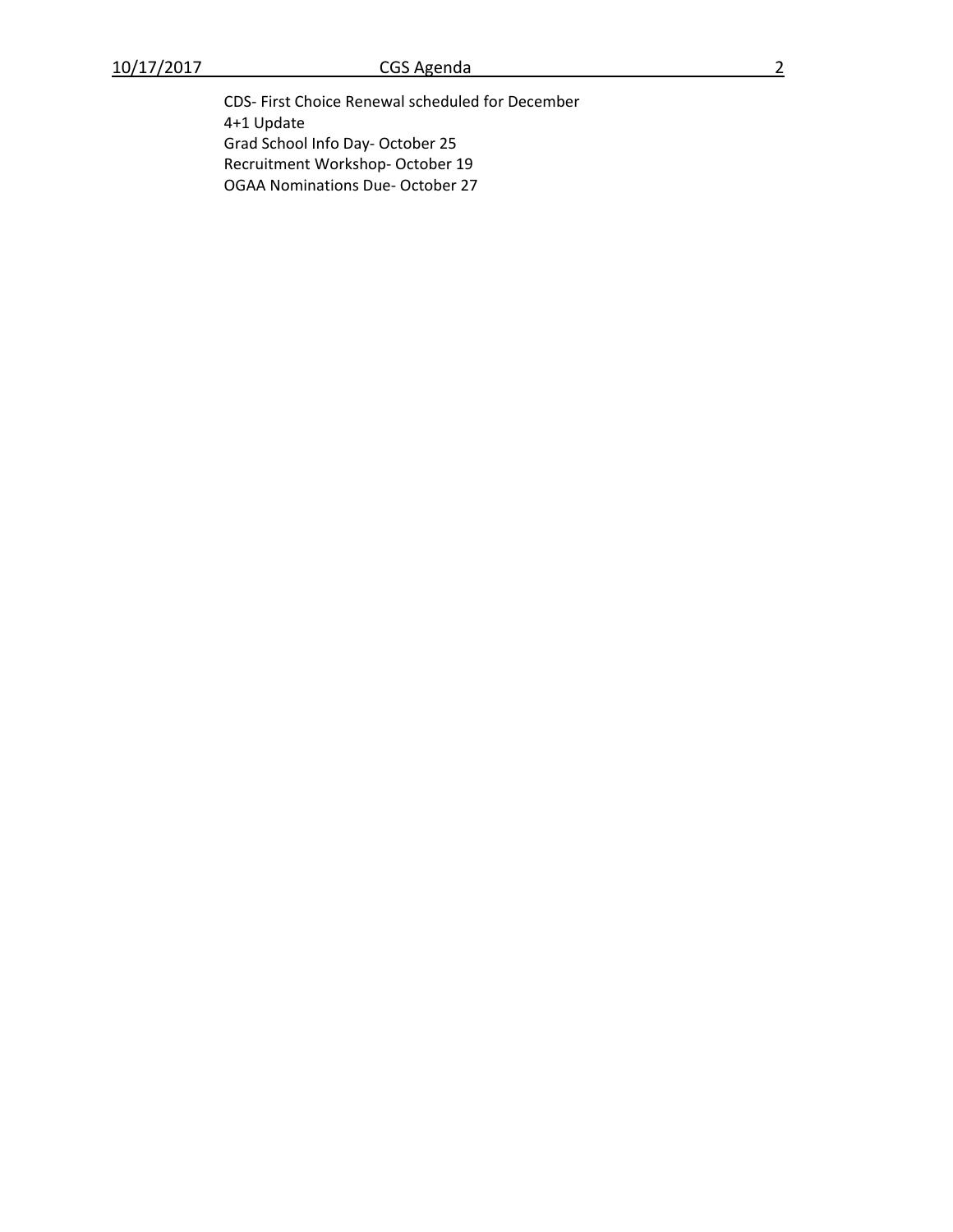CDS- First Choice Renewal scheduled for December
4+1 Update
Grad School Info Day- October 25
Recruitment Workshop- October 19
OGAA Nominations Due- October 27